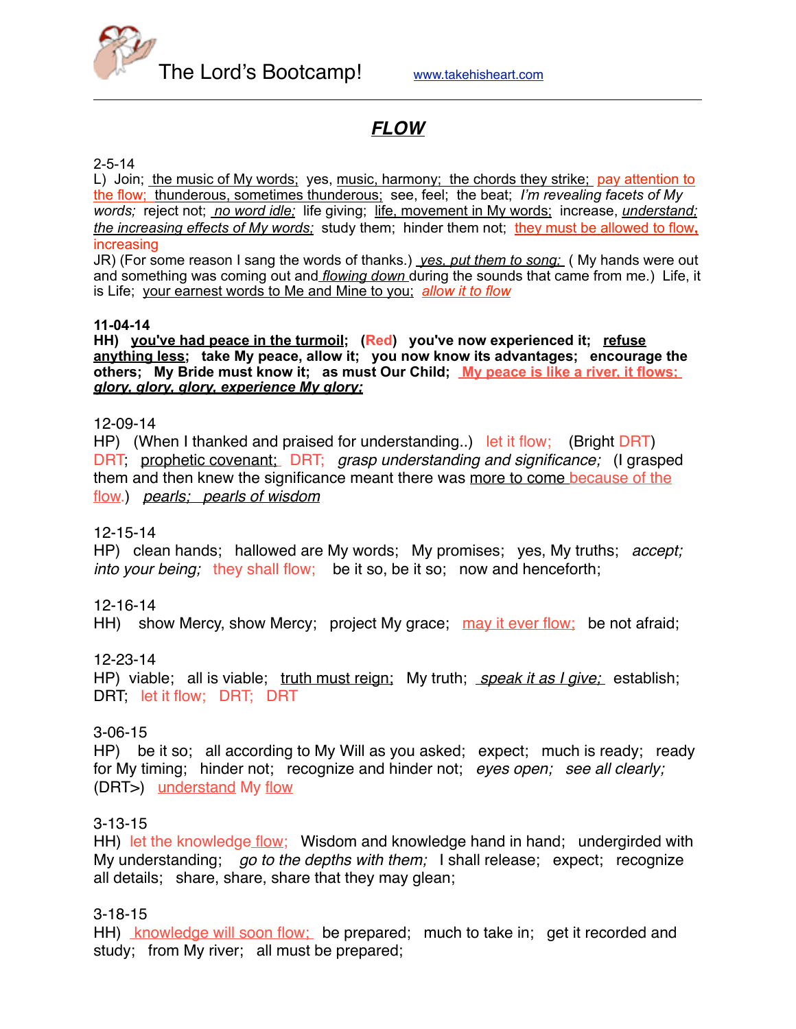The Lord's Bootcamp! www.takehisheart.com

# ***FLOW***

2-5-14
L) Join; the music of My words; yes, music, harmony; the chords they strike; pay attention to the flow; thunderous, sometimes thunderous; see, feel; the beat; *I'm revealing facets of My words;* reject not; *no word idle;* life giving; life, movement in My words; increase, *understand; the increasing effects of My words;* study them; hinder them not; they must be allowed to flow, increasing
JR) (For some reason I sang the words of thanks.) *yes, put them to song;* ( My hands were out and something was coming out and *flowing down* during the sounds that came from me.) Life, it is Life; your earnest words to Me and Mine to you; *allow it to flow*

**11-04-14**
**HH) you've had peace in the turmoil; (Red) you've now experienced it; refuse anything less; take My peace, allow it; you now know its advantages; encourage the others; My Bride must know it; as must Our Child; My peace is like a river, it flows; *glory, glory, glory, glory, experience My glory;***

12-09-14
HP) (When I thanked and praised for understanding..) let it flow; (Bright DRT) DRT; prophetic covenant; DRT; *grasp understanding and significance;* (I grasped them and then knew the significance meant there was more to come because of the flow.) *pearls; pearls of wisdom*

12-15-14
HP) clean hands; hallowed are My words; My promises; yes, My truths; *accept; into your being;* they shall flow; be it so, be it so; now and henceforth;

12-16-14
HH) show Mercy, show Mercy; project My grace; may it ever flow; be not afraid;

12-23-14
HP) viable; all is viable; truth must reign; My truth; *speak it as I give;* establish; DRT; let it flow; DRT; DRT

3-06-15
HP) be it so; all according to My Will as you asked; expect; much is ready; ready for My timing; hinder not; recognize and hinder not; *eyes open; see all clearly;* (DRT>) understand My flow

3-13-15
HH) let the knowledge flow; Wisdom and knowledge hand in hand; undergirded with My understanding; *go to the depths with them;* I shall release; expect; recognize all details; share, share, share that they may glean;

3-18-15
HH) knowledge will soon flow; be prepared; much to take in; get it recorded and study; from My river; all must be prepared;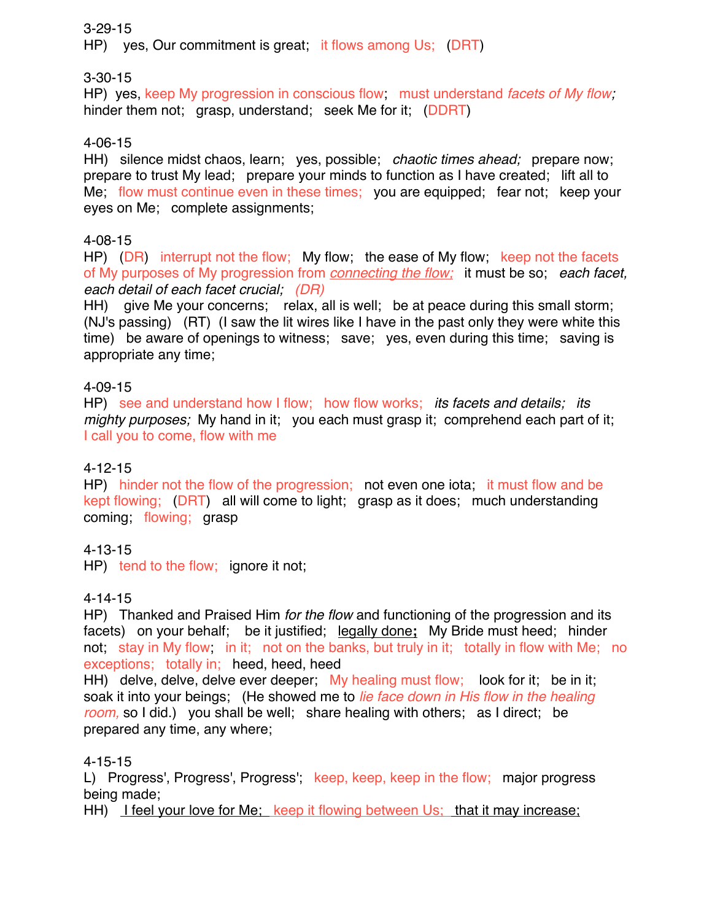3-29-15
HP) yes, Our commitment is great; it flows among Us; (DRT)

3-30-15
HP) yes, keep My progression in conscious flow; must understand *facets of My flow;* hinder them not; grasp, understand; seek Me for it; (DDRT)

4-06-15
HH) silence midst chaos, learn; yes, possible; *chaotic times ahead;* prepare now; prepare to trust My lead; prepare your minds to function as I have created; lift all to Me; flow must continue even in these times; you are equipped; fear not; keep your eyes on Me; complete assignments;

4-08-15
HP) (DR) interrupt not the flow; My flow; the ease of My flow; keep not the facets of My purposes of My progression from *connecting the flow;* it must be so; *each facet, each detail of each facet crucial; (DR)*
HH) give Me your concerns; relax, all is well; be at peace during this small storm; (NJ's passing) (RT) (I saw the lit wires like I have in the past only they were white this time) be aware of openings to witness; save; yes, even during this time; saving is appropriate any time;

4-09-15
HP) see and understand how I flow; how flow works; *its facets and details; its mighty purposes;* My hand in it; you each must grasp it; comprehend each part of it; I call you to come, flow with me

4-12-15
HP) hinder not the flow of the progression; not even one iota; it must flow and be kept flowing; (DRT) all will come to light; grasp as it does; much understanding coming; flowing; grasp

4-13-15
HP) tend to the flow; ignore it not;

4-14-15
HP) Thanked and Praised Him *for the flow* and functioning of the progression and its facets) on your behalf; be it justified; legally done**;** My Bride must heed; hinder not; stay in My flow; in it; not on the banks, but truly in it; totally in flow with Me; no exceptions; totally in; heed, heed, heed
HH) delve, delve, delve ever deeper; My healing must flow; look for it; be in it; soak it into your beings; (He showed me to *lie face down in His flow in the healing room,* so I did.) you shall be well; share healing with others; as I direct; be prepared any time, any where;

4-15-15
L) Progress', Progress', Progress'; keep, keep, keep in the flow; major progress being made;
HH) I feel your love for Me; keep it flowing between Us; that it may increase;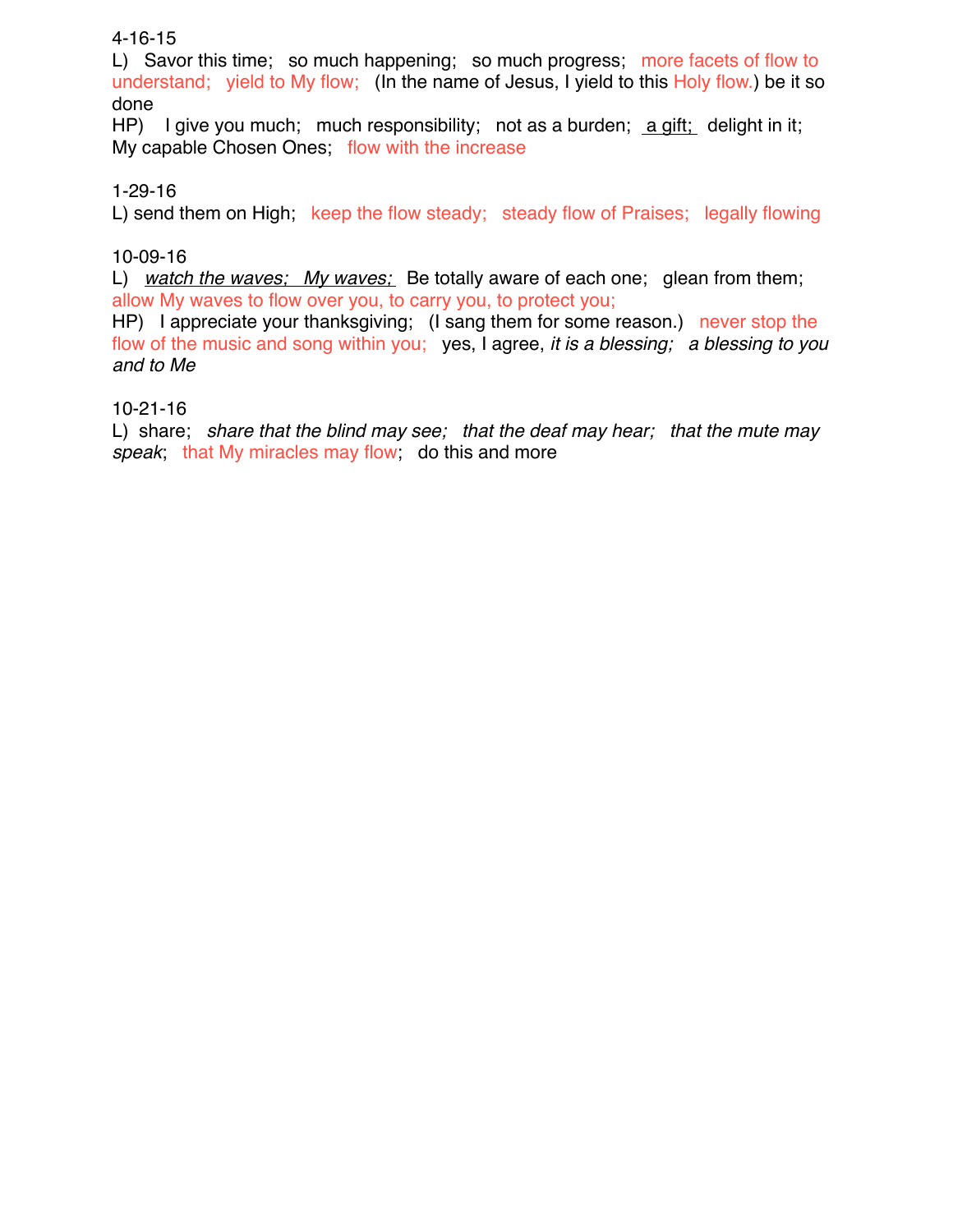4-16-15

L) Savor this time; so much happening; so much progress; more facets of flow to understand; yield to My flow; (In the name of Jesus, I yield to this Holy flow.) be it so done

HP) I give you much; much responsibility; not as a burden; <u>a gift;</u> delight in it; My capable Chosen Ones; flow with the increase

1-29-16

L) send them on High; keep the flow steady; steady flow of Praises; legally flowing

10-09-16

L) <u>*watch the waves; My waves;*</u> Be totally aware of each one; glean from them; allow My waves to flow over you, to carry you, to protect you;

HP) I appreciate your thanksgiving; (I sang them for some reason.) never stop the flow of the music and song within you; yes, I agree, *it is a blessing; a blessing to you and to Me*

10-21-16

L) share; *share that the blind may see; that the deaf may hear; that the mute may speak*; that My miracles may flow; do this and more